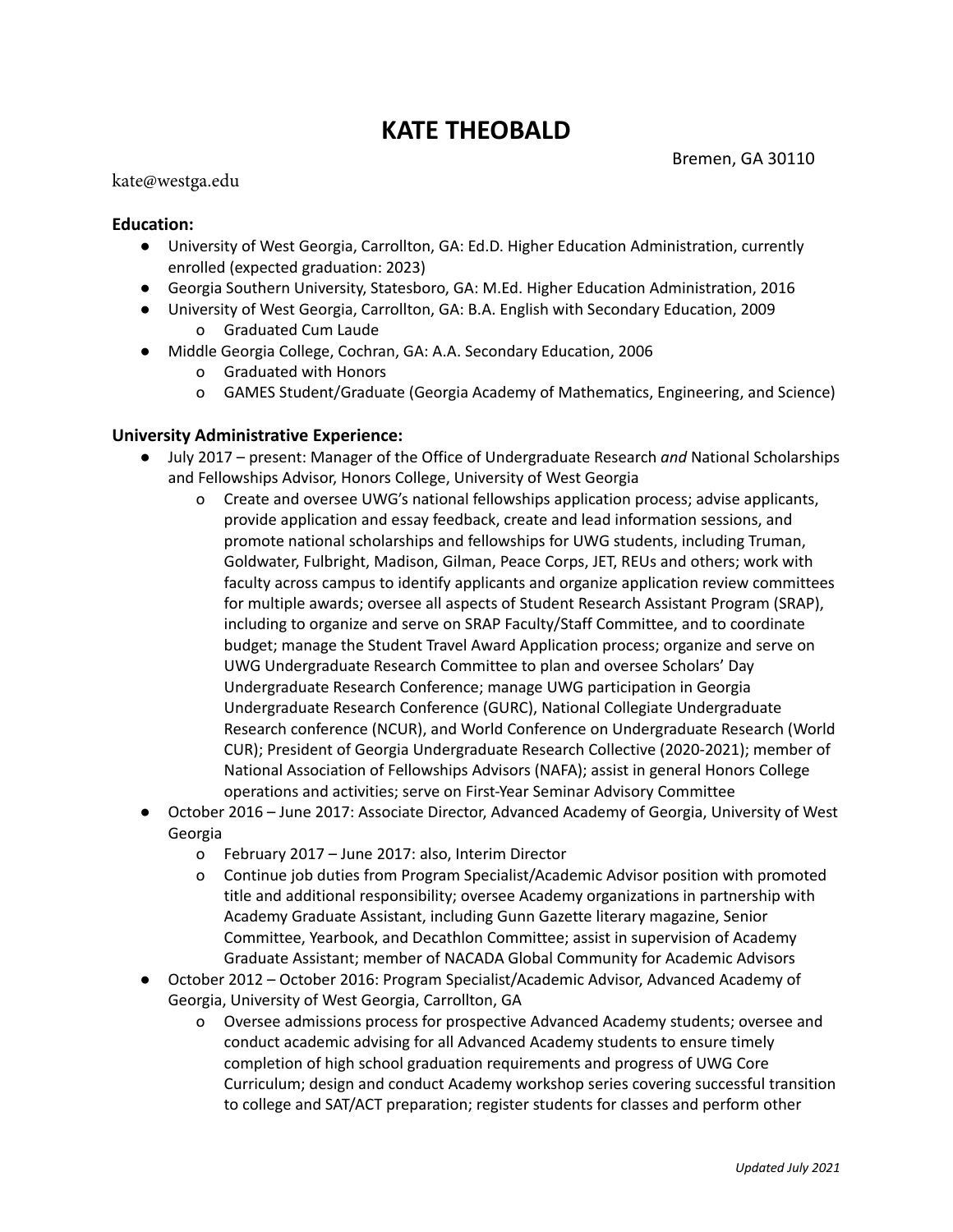# KATE THEOBALD

Bremen, GA 30110

kate@westga.edu

**Education:**

- University of West Georgia, Carrollton, GA: Ed.D. Higher Education Administration, currently enrolled (expected graduation: 2023)
- Georgia Southern University, Statesboro, GA: M.Ed. Higher Education Administration, 2016
- University of West Georgia, Carrollton, GA: B.A. English with Secondary Education, 2009
  - Graduated Cum Laude
- Middle Georgia College, Cochran, GA: A.A. Secondary Education, 2006
  - Graduated with Honors
  - GAMES Student/Graduate (Georgia Academy of Mathematics, Engineering, and Science)

**University Administrative Experience:**

- July 2017 – present: Manager of the Office of Undergraduate Research *and* National Scholarships and Fellowships Advisor, Honors College, University of West Georgia
  - Create and oversee UWG's national fellowships application process; advise applicants, provide application and essay feedback, create and lead information sessions, and promote national scholarships and fellowships for UWG students, including Truman, Goldwater, Fulbright, Madison, Gilman, Peace Corps, JET, REUs and others; work with faculty across campus to identify applicants and organize application review committees for multiple awards; oversee all aspects of Student Research Assistant Program (SRAP), including to organize and serve on SRAP Faculty/Staff Committee, and to coordinate budget; manage the Student Travel Award Application process; organize and serve on UWG Undergraduate Research Committee to plan and oversee Scholars' Day Undergraduate Research Conference; manage UWG participation in Georgia Undergraduate Research Conference (GURC), National Collegiate Undergraduate Research conference (NCUR), and World Conference on Undergraduate Research (World CUR); President of Georgia Undergraduate Research Collective (2020-2021); member of National Association of Fellowships Advisors (NAFA); assist in general Honors College operations and activities; serve on First-Year Seminar Advisory Committee
- October 2016 – June 2017: Associate Director, Advanced Academy of Georgia, University of West Georgia
  - February 2017 – June 2017: also, Interim Director
  - Continue job duties from Program Specialist/Academic Advisor position with promoted title and additional responsibility; oversee Academy organizations in partnership with Academy Graduate Assistant, including Gunn Gazette literary magazine, Senior Committee, Yearbook, and Decathlon Committee; assist in supervision of Academy Graduate Assistant; member of NACADA Global Community for Academic Advisors
- October 2012 – October 2016: Program Specialist/Academic Advisor, Advanced Academy of Georgia, University of West Georgia, Carrollton, GA
  - Oversee admissions process for prospective Advanced Academy students; oversee and conduct academic advising for all Advanced Academy students to ensure timely completion of high school graduation requirements and progress of UWG Core Curriculum; design and conduct Academy workshop series covering successful transition to college and SAT/ACT preparation; register students for classes and perform other

*Updated July 2021*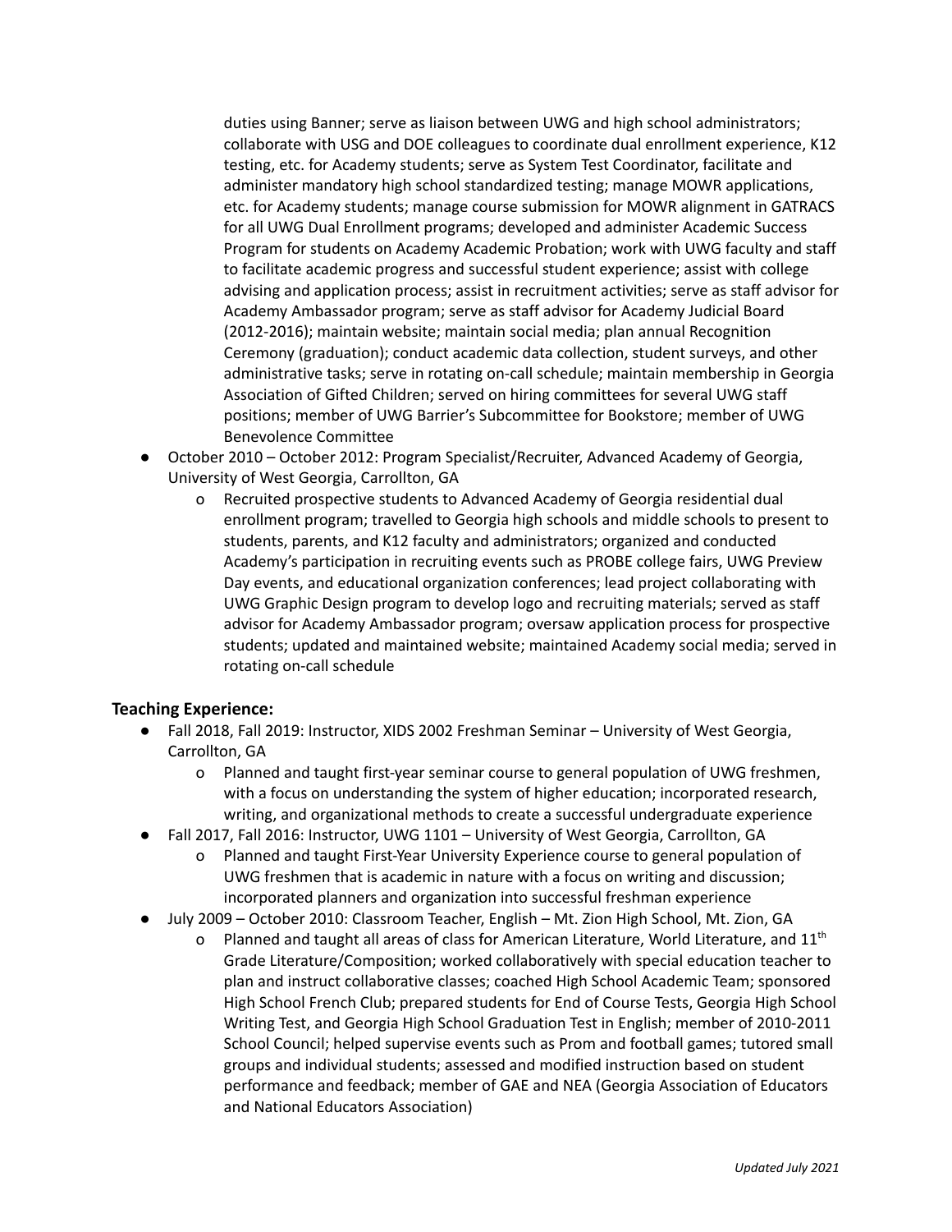duties using Banner; serve as liaison between UWG and high school administrators; collaborate with USG and DOE colleagues to coordinate dual enrollment experience, K12 testing, etc. for Academy students; serve as System Test Coordinator, facilitate and administer mandatory high school standardized testing; manage MOWR applications, etc. for Academy students; manage course submission for MOWR alignment in GATRACS for all UWG Dual Enrollment programs; developed and administer Academic Success Program for students on Academy Academic Probation; work with UWG faculty and staff to facilitate academic progress and successful student experience; assist with college advising and application process; assist in recruitment activities; serve as staff advisor for Academy Ambassador program; serve as staff advisor for Academy Judicial Board (2012-2016); maintain website; maintain social media; plan annual Recognition Ceremony (graduation); conduct academic data collection, student surveys, and other administrative tasks; serve in rotating on-call schedule; maintain membership in Georgia Association of Gifted Children; served on hiring committees for several UWG staff positions; member of UWG Barrier's Subcommittee for Bookstore; member of UWG Benevolence Committee

- October 2010 – October 2012: Program Specialist/Recruiter, Advanced Academy of Georgia, University of West Georgia, Carrollton, GA
  - Recruited prospective students to Advanced Academy of Georgia residential dual enrollment program; travelled to Georgia high schools and middle schools to present to students, parents, and K12 faculty and administrators; organized and conducted Academy's participation in recruiting events such as PROBE college fairs, UWG Preview Day events, and educational organization conferences; lead project collaborating with UWG Graphic Design program to develop logo and recruiting materials; served as staff advisor for Academy Ambassador program; oversaw application process for prospective students; updated and maintained website; maintained Academy social media; served in rotating on-call schedule

### Teaching Experience:

- Fall 2018, Fall 2019: Instructor, XIDS 2002 Freshman Seminar – University of West Georgia, Carrollton, GA
  - Planned and taught first-year seminar course to general population of UWG freshmen, with a focus on understanding the system of higher education; incorporated research, writing, and organizational methods to create a successful undergraduate experience
- Fall 2017, Fall 2016: Instructor, UWG 1101 – University of West Georgia, Carrollton, GA
  - Planned and taught First-Year University Experience course to general population of UWG freshmen that is academic in nature with a focus on writing and discussion; incorporated planners and organization into successful freshman experience
- July 2009 – October 2010: Classroom Teacher, English – Mt. Zion High School, Mt. Zion, GA
  - Planned and taught all areas of class for American Literature, World Literature, and 11th Grade Literature/Composition; worked collaboratively with special education teacher to plan and instruct collaborative classes; coached High School Academic Team; sponsored High School French Club; prepared students for End of Course Tests, Georgia High School Writing Test, and Georgia High School Graduation Test in English; member of 2010-2011 School Council; helped supervise events such as Prom and football games; tutored small groups and individual students; assessed and modified instruction based on student performance and feedback; member of GAE and NEA (Georgia Association of Educators and National Educators Association)

*Updated July 2021*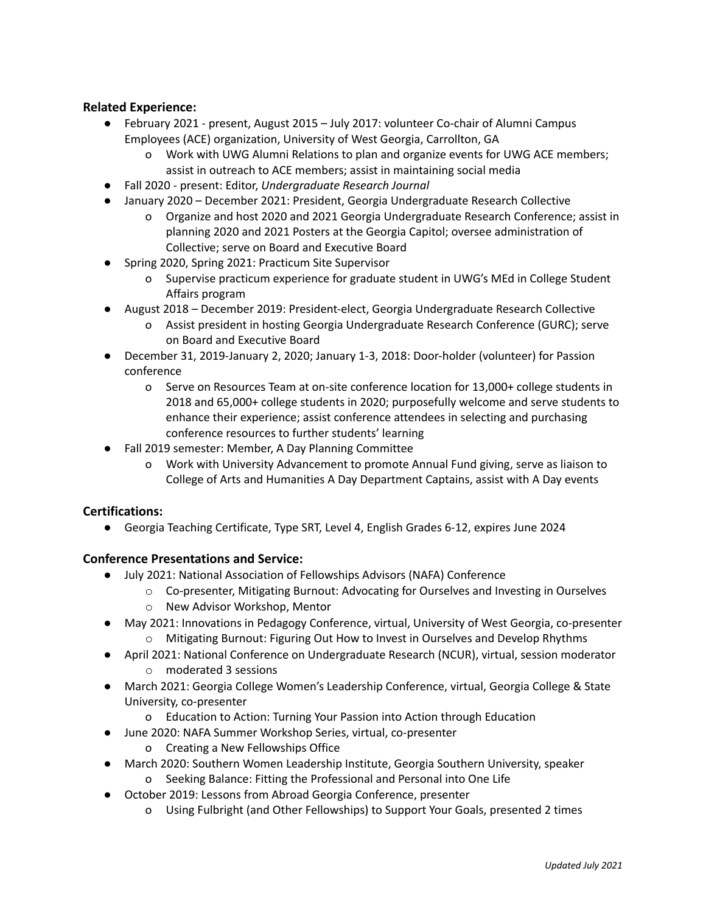**Related Experience:**

- February 2021 - present, August 2015 – July 2017: volunteer Co-chair of Alumni Campus Employees (ACE) organization, University of West Georgia, Carrollton, GA
    - Work with UWG Alumni Relations to plan and organize events for UWG ACE members; assist in outreach to ACE members; assist in maintaining social media
- Fall 2020 - present: Editor, *Undergraduate Research Journal*
- January 2020 – December 2021: President, Georgia Undergraduate Research Collective
    - Organize and host 2020 and 2021 Georgia Undergraduate Research Conference; assist in planning 2020 and 2021 Posters at the Georgia Capitol; oversee administration of Collective; serve on Board and Executive Board
- Spring 2020, Spring 2021: Practicum Site Supervisor
    - Supervise practicum experience for graduate student in UWG's MEd in College Student Affairs program
- August 2018 – December 2019: President-elect, Georgia Undergraduate Research Collective
    - Assist president in hosting Georgia Undergraduate Research Conference (GURC); serve on Board and Executive Board
- December 31, 2019-January 2, 2020; January 1-3, 2018: Door-holder (volunteer) for Passion conference
    - Serve on Resources Team at on-site conference location for 13,000+ college students in 2018 and 65,000+ college students in 2020; purposefully welcome and serve students to enhance their experience; assist conference attendees in selecting and purchasing conference resources to further students' learning
- Fall 2019 semester: Member, A Day Planning Committee
    - Work with University Advancement to promote Annual Fund giving, serve as liaison to College of Arts and Humanities A Day Department Captains, assist with A Day events

**Certifications:**

- Georgia Teaching Certificate, Type SRT, Level 4, English Grades 6-12, expires June 2024

**Conference Presentations and Service:**

- July 2021: National Association of Fellowships Advisors (NAFA) Conference
    - Co-presenter, Mitigating Burnout: Advocating for Ourselves and Investing in Ourselves
    - New Advisor Workshop, Mentor
- May 2021: Innovations in Pedagogy Conference, virtual, University of West Georgia, co-presenter
    - Mitigating Burnout: Figuring Out How to Invest in Ourselves and Develop Rhythms
- April 2021: National Conference on Undergraduate Research (NCUR), virtual, session moderator
    - moderated 3 sessions
- March 2021: Georgia College Women's Leadership Conference, virtual, Georgia College & State University, co-presenter
    - Education to Action: Turning Your Passion into Action through Education
- June 2020: NAFA Summer Workshop Series, virtual, co-presenter
    - Creating a New Fellowships Office
- March 2020: Southern Women Leadership Institute, Georgia Southern University, speaker
    - Seeking Balance: Fitting the Professional and Personal into One Life
- October 2019: Lessons from Abroad Georgia Conference, presenter
    - Using Fulbright (and Other Fellowships) to Support Your Goals, presented 2 times

*Updated July 2021*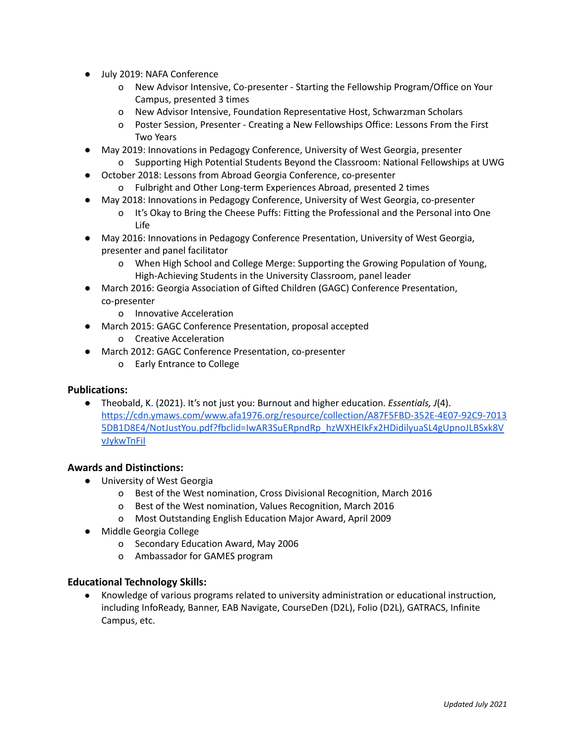- July 2019: NAFA Conference
    - New Advisor Intensive, Co-presenter - Starting the Fellowship Program/Office on Your Campus, presented 3 times
    - New Advisor Intensive, Foundation Representative Host, Schwarzman Scholars
    - Poster Session, Presenter - Creating a New Fellowships Office: Lessons From the First Two Years
- May 2019: Innovations in Pedagogy Conference, University of West Georgia, presenter
    - Supporting High Potential Students Beyond the Classroom: National Fellowships at UWG
- October 2018: Lessons from Abroad Georgia Conference, co-presenter
    - Fulbright and Other Long-term Experiences Abroad, presented 2 times
- May 2018: Innovations in Pedagogy Conference, University of West Georgia, co-presenter
    - It's Okay to Bring the Cheese Puffs: Fitting the Professional and the Personal into One Life
- May 2016: Innovations in Pedagogy Conference Presentation, University of West Georgia, presenter and panel facilitator
    - When High School and College Merge: Supporting the Growing Population of Young, High-Achieving Students in the University Classroom, panel leader
- March 2016: Georgia Association of Gifted Children (GAGC) Conference Presentation, co-presenter
    - Innovative Acceleration
- March 2015: GAGC Conference Presentation, proposal accepted
    - Creative Acceleration
- March 2012: GAGC Conference Presentation, co-presenter
    - Early Entrance to College

### Publications:

- Theobald, K. (2021). It's not just you: Burnout and higher education. *Essentials, J*(4). [https://cdn.ymaws.com/www.afa1976.org/resource/collection/A87F5FBD-352E-4E07-92C9-70135DB1D8E4/NotJustYou.pdf?fbclid=IwAR3SuERpndRp_hzWXHEIkFx2HDidilyuaSL4gUpnoJLBSxk8VvJykwTnFiI](https://cdn.ymaws.com/www.afa1976.org/resource/collection/A87F5FBD-352E-4E07-92C9-70135DB1D8E4/NotJustYou.pdf?fbclid=IwAR3SuERpndRp_hzWXHEIkFx2HDidilyuaSL4gUpnoJLBSxk8VvJykwTnFiI)

### Awards and Distinctions:

- University of West Georgia
    - Best of the West nomination, Cross Divisional Recognition, March 2016
    - Best of the West nomination, Values Recognition, March 2016
    - Most Outstanding English Education Major Award, April 2009
- Middle Georgia College
    - Secondary Education Award, May 2006
    - Ambassador for GAMES program

### Educational Technology Skills:

- Knowledge of various programs related to university administration or educational instruction, including InfoReady, Banner, EAB Navigate, CourseDen (D2L), Folio (D2L), GATRACS, Infinite Campus, etc.

*Updated July 2021*